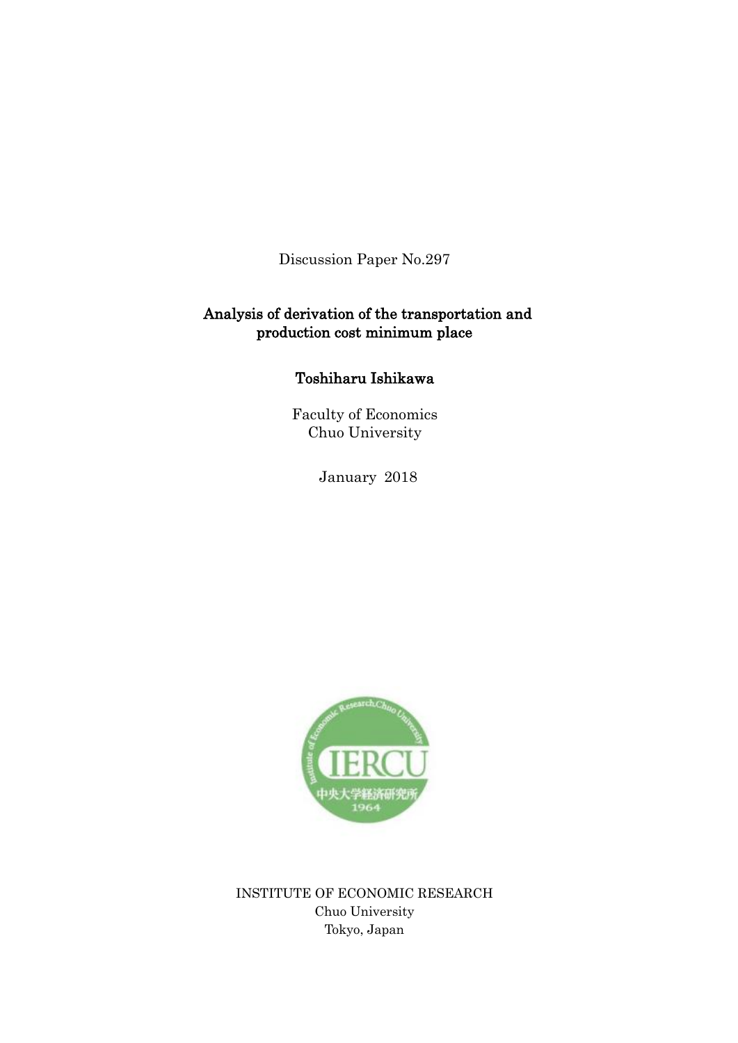Discussion Paper No.297

# Analysis of derivation of the transportation and production cost minimum place

**Toshiharu Ishikawa**

Faculty of Economics
Chuo University

January 2018

INSTITUTE OF ECONOMIC RESEARCH
Chuo University
Tokyo, Japan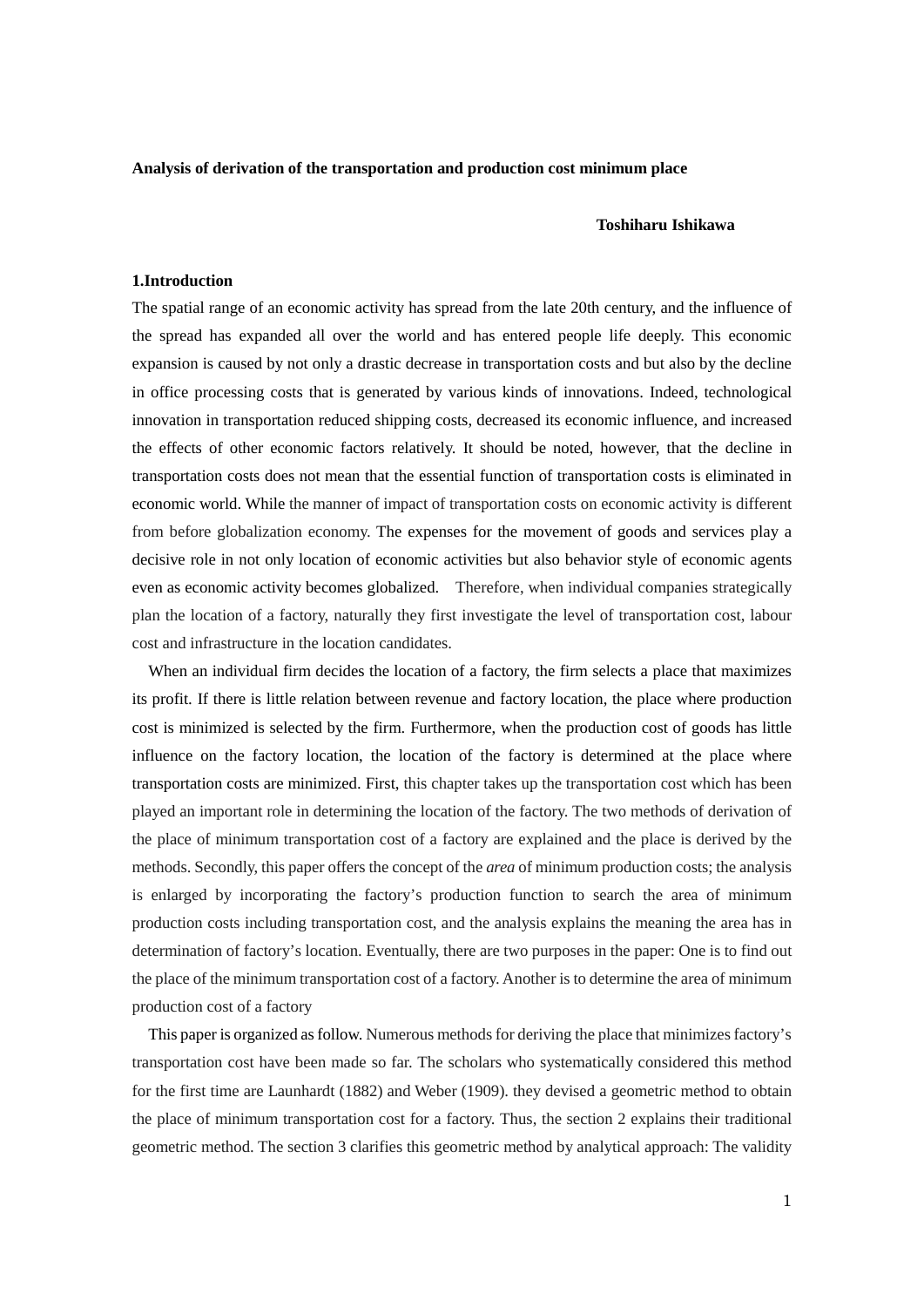**Analysis of derivation of the transportation and production cost minimum place**

**Toshiharu Ishikawa**

## 1.Introduction

The spatial range of an economic activity has spread from the late 20th century, and the influence of the spread has expanded all over the world and has entered people life deeply. This economic expansion is caused by not only a drastic decrease in transportation costs and but also by the decline in office processing costs that is generated by various kinds of innovations. Indeed, technological innovation in transportation reduced shipping costs, decreased its economic influence, and increased the effects of other economic factors relatively. It should be noted, however, that the decline in transportation costs does not mean that the essential function of transportation costs is eliminated in economic world. While the manner of impact of transportation costs on economic activity is different from before globalization economy. The expenses for the movement of goods and services play a decisive role in not only location of economic activities but also behavior style of economic agents even as economic activity becomes globalized. Therefore, when individual companies strategically plan the location of a factory, naturally they first investigate the level of transportation cost, labour cost and infrastructure in the location candidates.

When an individual firm decides the location of a factory, the firm selects a place that maximizes its profit. If there is little relation between revenue and factory location, the place where production cost is minimized is selected by the firm. Furthermore, when the production cost of goods has little influence on the factory location, the location of the factory is determined at the place where transportation costs are minimized. First, this chapter takes up the transportation cost which has been played an important role in determining the location of the factory. The two methods of derivation of the place of minimum transportation cost of a factory are explained and the place is derived by the methods. Secondly, this paper offers the concept of the *area* of minimum production costs; the analysis is enlarged by incorporating the factory's production function to search the area of minimum production costs including transportation cost, and the analysis explains the meaning the area has in determination of factory's location. Eventually, there are two purposes in the paper: One is to find out the place of the minimum transportation cost of a factory. Another is to determine the area of minimum production cost of a factory

This paper is organized as follow. Numerous methods for deriving the place that minimizes factory's transportation cost have been made so far. The scholars who systematically considered this method for the first time are Launhardt (1882) and Weber (1909). they devised a geometric method to obtain the place of minimum transportation cost for a factory. Thus, the section 2 explains their traditional geometric method. The section 3 clarifies this geometric method by analytical approach: The validity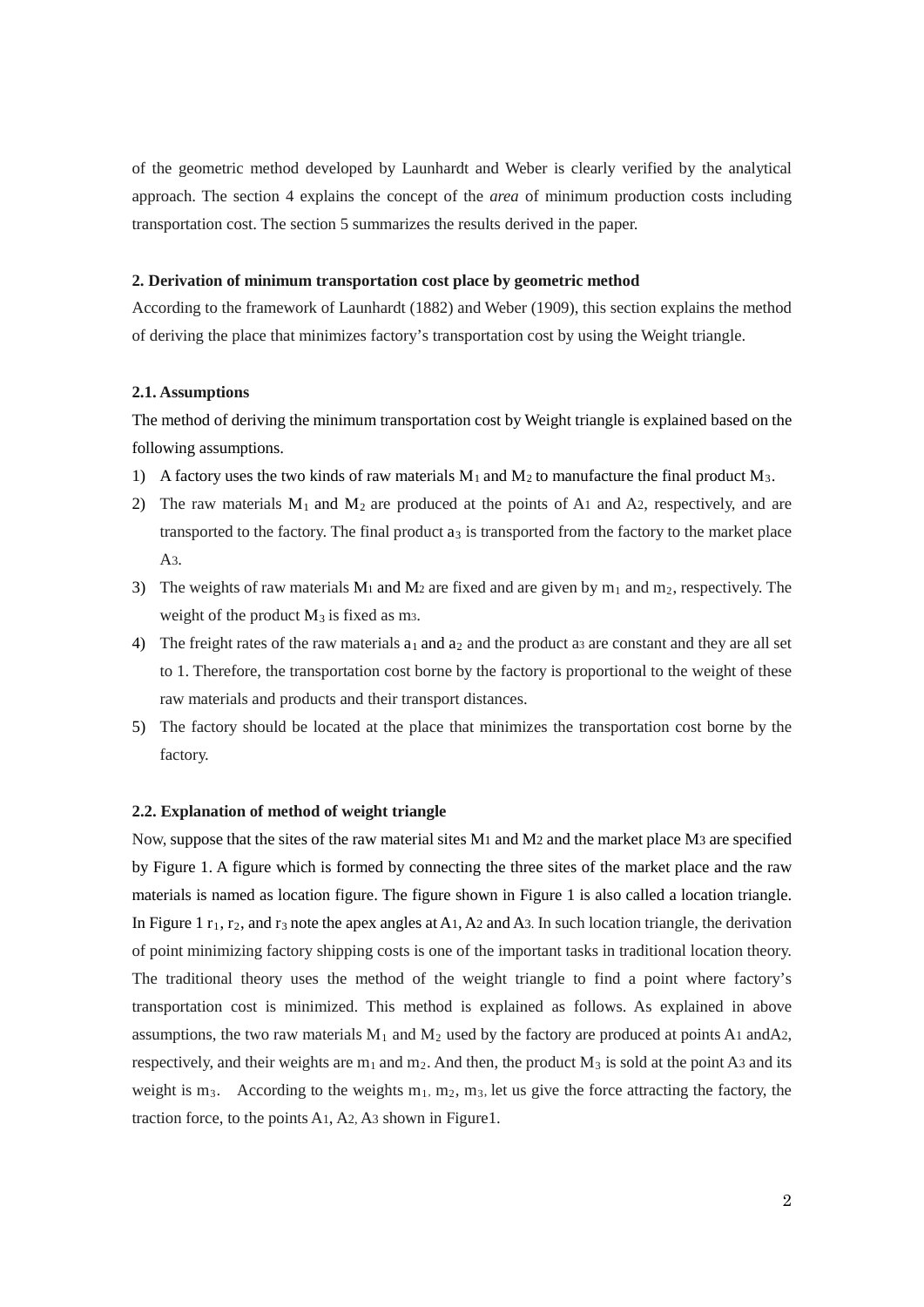of the geometric method developed by Launhardt and Weber is clearly verified by the analytical approach. The section 4 explains the concept of the *area* of minimum production costs including transportation cost. The section 5 summarizes the results derived in the paper.

### 2. Derivation of minimum transportation cost place by geometric method

According to the framework of Launhardt (1882) and Weber (1909), this section explains the method of deriving the place that minimizes factory's transportation cost by using the Weight triangle.

### 2.1. Assumptions

The method of deriving the minimum transportation cost by Weight triangle is explained based on the following assumptions.

1) A factory uses the two kinds of raw materials $M_1$ and $M_2$ to manufacture the final product $M_3$.
2) The raw materials $M_1$ and $M_2$ are produced at the points of $A_1$ and $A_2$, respectively, and are transported to the factory. The final product $a_3$ is transported from the factory to the market place $A_3$.
3) The weights of raw materials $M_1$ and $M_2$ are fixed and are given by $m_1$ and $m_2$, respectively. The weight of the product $M_3$ is fixed as $m_3$.
4) The freight rates of the raw materials $a_1$ and $a_2$ and the product $a_3$ are constant and they are all set to 1. Therefore, the transportation cost borne by the factory is proportional to the weight of these raw materials and products and their transport distances.
5) The factory should be located at the place that minimizes the transportation cost borne by the factory.

### 2.2. Explanation of method of weight triangle

Now, suppose that the sites of the raw material sites $M_1$ and $M_2$ and the market place $M_3$ are specified by Figure 1. A figure which is formed by connecting the three sites of the market place and the raw materials is named as location figure. The figure shown in Figure 1 is also called a location triangle. In Figure 1 $r_1$, $r_2$, and $r_3$ note the apex angles at $A_1$, $A_2$ and $A_3$. In such location triangle, the derivation of point minimizing factory shipping costs is one of the important tasks in traditional location theory. The traditional theory uses the method of the weight triangle to find a point where factory's transportation cost is minimized. This method is explained as follows. As explained in above assumptions, the two raw materials $M_1$ and $M_2$ used by the factory are produced at points $A_1$ and $A_2$, respectively, and their weights are $m_1$ and $m_2$. And then, the product $M_3$ is sold at the point $A_3$ and its weight is $m_3$. According to the weights $m_1$, $m_2$, $m_3$, let us give the force attracting the factory, the traction force, to the points $A_1$, $A_2$, $A_3$ shown in Figure1.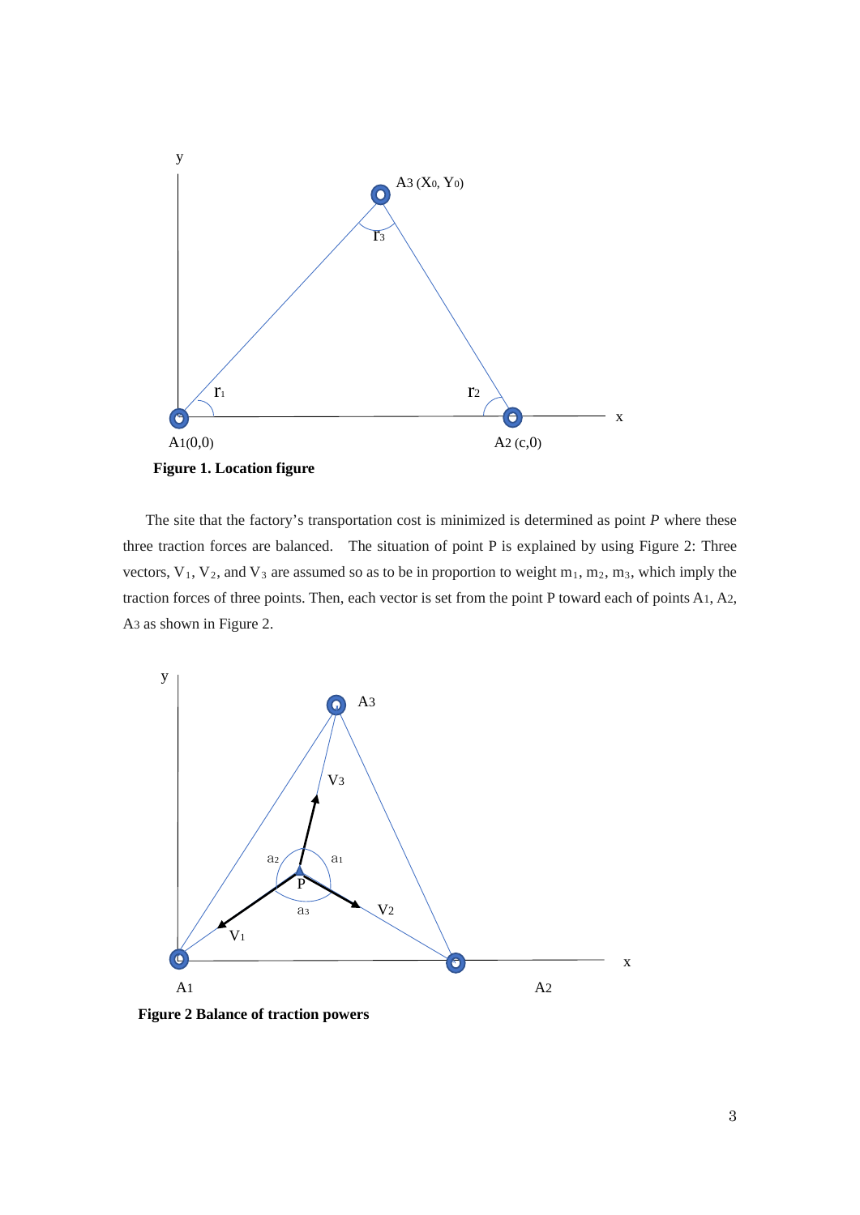**Figure 1. Location figure**

The site that the factory's transportation cost is minimized is determined as point *P* where these three traction forces are balanced. The situation of point P is explained by using Figure 2: Three vectors, $V_1$, $V_2$, and $V_3$ are assumed so as to be in proportion to weight $m_1$, $m_2$, $m_3$, which imply the traction forces of three points. Then, each vector is set from the point P toward each of points $A_1$, $A_2$, $A_3$ as shown in Figure 2.

**Figure 2 Balance of traction powers**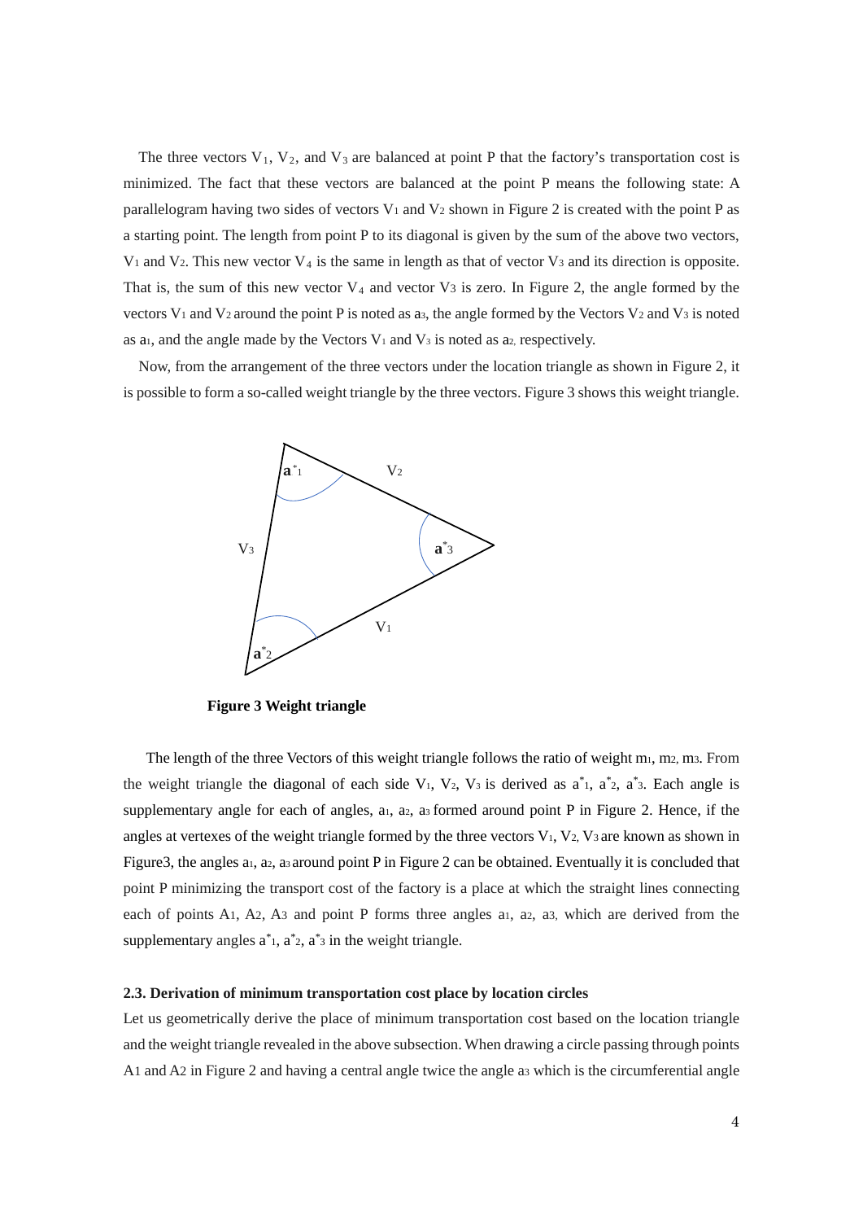The three vectors $V_1$, $V_2$, and $V_3$ are balanced at point P that the factory's transportation cost is minimized. The fact that these vectors are balanced at the point P means the following state: A parallelogram having two sides of vectors $V_1$ and $V_2$ shown in Figure 2 is created with the point P as a starting point. The length from point P to its diagonal is given by the sum of the above two vectors, $V_1$ and $V_2$. This new vector $V_4$ is the same in length as that of vector $V_3$ and its direction is opposite. That is, the sum of this new vector $V_4$ and vector $V_3$ is zero. In Figure 2, the angle formed by the vectors $V_1$ and $V_2$ around the point P is noted as $a_3$, the angle formed by the Vectors $V_2$ and $V_3$ is noted as $a_1$, and the angle made by the Vectors $V_1$ and $V_3$ is noted as $a_2$, respectively.

Now, from the arrangement of the three vectors under the location triangle as shown in Figure 2, it is possible to form a so-called weight triangle by the three vectors. Figure 3 shows this weight triangle.

**Figure 3 Weight triangle**

The length of the three Vectors of this weight triangle follows the ratio of weight $m_1$, $m_2$, $m_3$. From the weight triangle the diagonal of each side $V_1$, $V_2$, $V_3$ is derived as $a^*_1$, $a^*_2$, $a^*_3$. Each angle is supplementary angle for each of angles, $a_1$, $a_2$, $a_3$ formed around point P in Figure 2. Hence, if the angles at vertexes of the weight triangle formed by the three vectors $V_1$, $V_2$, $V_3$ are known as shown in Figure3, the angles $a_1$, $a_2$, $a_3$ around point P in Figure 2 can be obtained. Eventually it is concluded that point P minimizing the transport cost of the factory is a place at which the straight lines connecting each of points $A_1$, $A_2$, $A_3$ and point P forms three angles $a_1$, $a_2$, $a_3$, which are derived from the supplementary angles $a^*_1$, $a^*_2$, $a^*_3$ in the weight triangle.

### 2.3. Derivation of minimum transportation cost place by location circles

Let us geometrically derive the place of minimum transportation cost based on the location triangle and the weight triangle revealed in the above subsection. When drawing a circle passing through points $A_1$ and $A_2$ in Figure 2 and having a central angle twice the angle $a_3$ which is the circumferential angle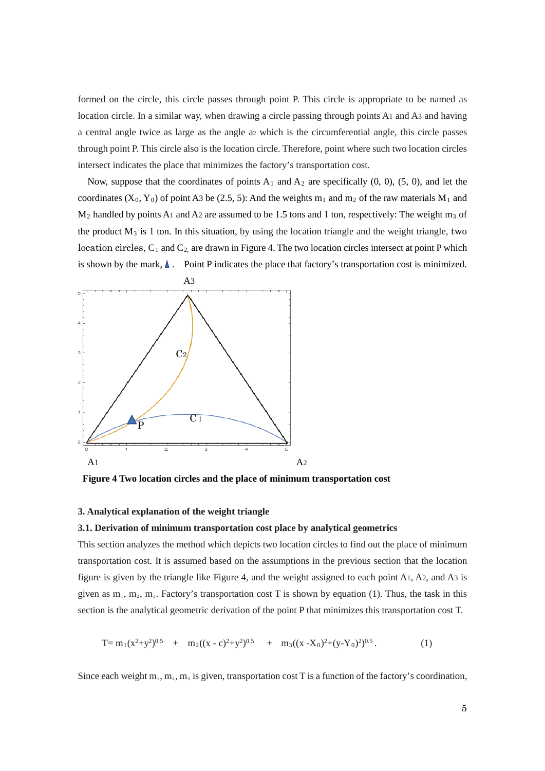formed on the circle, this circle passes through point P. This circle is appropriate to be named as location circle. In a similar way, when drawing a circle passing through points $A_1$ and $A_3$ and having a central angle twice as large as the angle $a_2$ which is the circumferential angle, this circle passes through point P. This circle also is the location circle. Therefore, point where such two location circles intersect indicates the place that minimizes the factory's transportation cost.

Now, suppose that the coordinates of points $A_1$ and $A_2$ are specifically (0, 0), (5, 0), and let the coordinates ($X_0$, $Y_0$) of point A3 be (2.5, 5): And the weights $m_1$ and $m_2$ of the raw materials $M_1$ and $M_2$ handled by points $A_1$ and $A_2$ are assumed to be 1.5 tons and 1 ton, respectively: The weight $m_3$ of the product $M_3$ is 1 ton. In this situation, by using the location triangle and the weight triangle, two location circles, $C_1$ and $C_2$, are drawn in Figure 4. The two location circles intersect at point P which is shown by the mark, ▲. Point P indicates the place that factory's transportation cost is minimized.

**Figure 4 Two location circles and the place of minimum transportation cost**

### 3. Analytical explanation of the weight triangle

#### 3.1. Derivation of minimum transportation cost place by analytical geometrics

This section analyzes the method which depicts two location circles to find out the place of minimum transportation cost. It is assumed based on the assumptions in the previous section that the location figure is given by the triangle like Figure 4, and the weight assigned to each point $A_1$, $A_2$, and $A_3$ is given as $m_1$, $m_2$, $m_3$. Factory's transportation cost T is shown by equation (1). Thus, the task in this section is the analytical geometric derivation of the point P that minimizes this transportation cost T.

$$T = m_1(x^2+y^2)^{0.5} + m_2((x - c)^2+y^2)^{0.5} + m_3((x - X_0)^2+(y-Y_0)^2)^{0.5} . \tag{1}$$

Since each weight $m_1$, $m_2$, $m_3$ is given, transportation cost T is a function of the factory's coordination,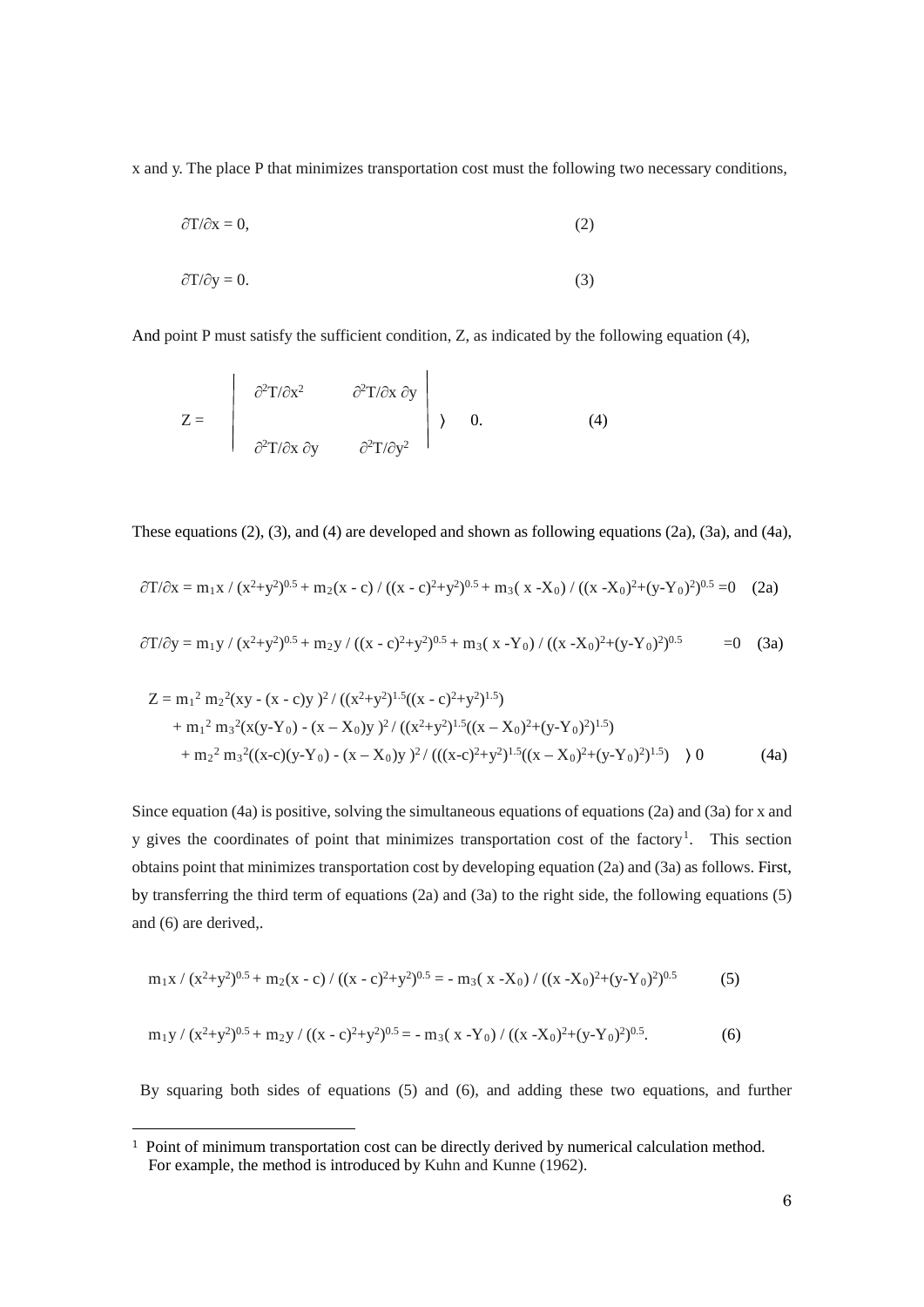x and y. The place P that minimizes transportation cost must the following two necessary conditions,

$$\partial T/\partial x = 0, \tag{2}$$

$$\partial T/\partial y = 0. \tag{3}$$

And point P must satisfy the sufficient condition, Z, as indicated by the following equation (4),

$$Z = \begin{vmatrix} \partial^2 T/\partial x^2 & \partial^2 T/\partial x\, \partial y \\ \partial^2 T/\partial x\, \partial y & \partial^2 T/\partial y^2 \end{vmatrix} \rangle \quad 0. \tag{4}$$

These equations (2), (3), and (4) are developed and shown as following equations (2a), (3a), and (4a),

$$\partial T/\partial x = m_1 x / (x^2+y^2)^{0.5} + m_2(x - c) / ((x - c)^2+y^2)^{0.5} + m_3( x - X_0) / ((x - X_0)^2+(y-Y_0)^2)^{0.5} = 0 \tag{2a}$$

$$\partial T/\partial y = m_1 y / (x^2+y^2)^{0.5} + m_2 y / ((x - c)^2+y^2)^{0.5} + m_3( x - Y_0) / ((x - X_0)^2+(y-Y_0)^2)^{0.5} = 0 \tag{3a}$$

$$\begin{aligned} Z = {} & m_1^2\, m_2^2(xy - (x - c)y)^2 / ((x^2+y^2)^{1.5}((x - c)^2+y^2)^{1.5}) \\ & + m_1^2\, m_3^2(x(y-Y_0) - (x - X_0)y)^2 / ((x^2+y^2)^{1.5}((x - X_0)^2+(y-Y_0)^2)^{1.5}) \\ & + m_2^2\, m_3^2((x-c)(y-Y_0) - (x - X_0)y)^2 / (((x-c)^2+y^2)^{1.5}((x - X_0)^2+(y-Y_0)^2)^{1.5}) \quad \rangle\ 0 \end{aligned} \tag{4a}$$

Since equation (4a) is positive, solving the simultaneous equations of equations (2a) and (3a) for x and y gives the coordinates of point that minimizes transportation cost of the factory[1]. This section obtains point that minimizes transportation cost by developing equation (2a) and (3a) as follows. First, by transferring the third term of equations (2a) and (3a) to the right side, the following equations (5) and (6) are derived,.

$$m_1 x / (x^2+y^2)^{0.5} + m_2(x - c) / ((x - c)^2+y^2)^{0.5} = - m_3( x - X_0) / ((x - X_0)^2+(y-Y_0)^2)^{0.5} \tag{5}$$

$$m_1 y / (x^2+y^2)^{0.5} + m_2 y / ((x - c)^2+y^2)^{0.5} = - m_3( x - Y_0) / ((x - X_0)^2+(y-Y_0)^2)^{0.5}. \tag{6}$$

By squaring both sides of equations (5) and (6), and adding these two equations, and further

---

[1] Point of minimum transportation cost can be directly derived by numerical calculation method. For example, the method is introduced by Kuhn and Kunne (1962).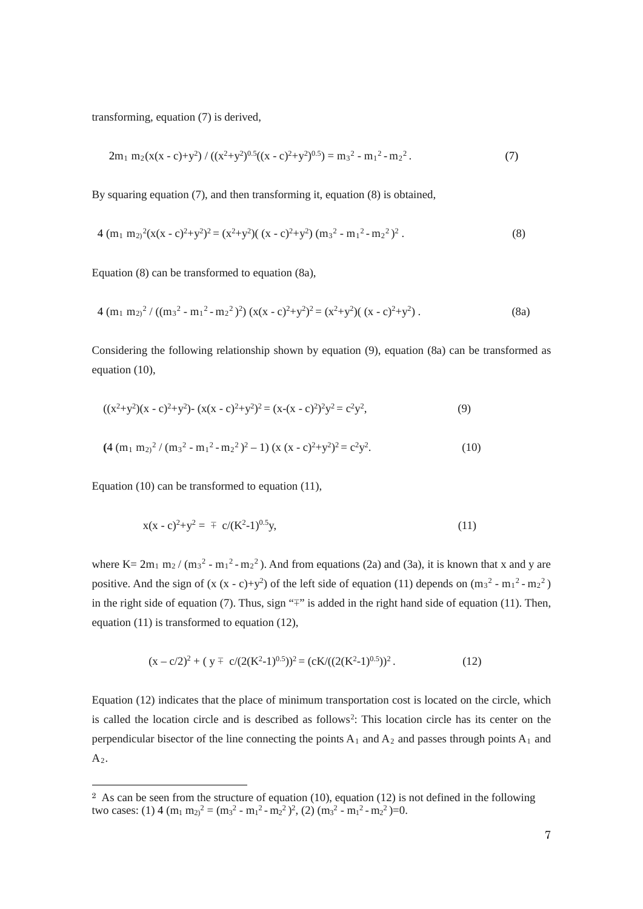transforming, equation (7) is derived,

$$2m_1 m_2(x(x - c)+y^2) / ((x^2+y^2)^{0.5}((x - c)^2+y^2)^{0.5}) = m_3^2 - m_1^2 - m_2^2 . \tag{7}$$

By squaring equation (7), and then transforming it, equation (8) is obtained,

$$4 (m_1 m_2)^2(x(x - c)^2+y^2)^2 = (x^2+y^2)( (x - c)^2+y^2) (m_3^2 - m_1^2 - m_2^2 )^2 . \tag{8}$$

Equation (8) can be transformed to equation (8a),

$$4 (m_1 m_2)^2 / ((m_3^2 - m_1^2 - m_2^2 )^2) (x(x - c)^2+y^2)^2 = (x^2+y^2)( (x - c)^2+y^2) . \tag{8a}$$

Considering the following relationship shown by equation (9), equation (8a) can be transformed as equation (10),

$$((x^2+y^2)(x - c)^2+y^2)- (x(x - c)^2+y^2)^2 = (x-(x - c)^2)^2y^2 = c^2y^2, \tag{9}$$

$$(4 (m_1 m_2)^2 / (m_3^2 - m_1^2 - m_2^2 )^2 – 1) (x (x - c)^2+y^2)^2 = c^2y^2. \tag{10}$$

Equation (10) can be transformed to equation (11),

$$x(x - c)^2+y^2 = \mp c/(K^2-1)^{0.5}y, \tag{11}$$

where $K= 2m_1 m_2 / (m_3^2 - m_1^2 - m_2^2 )$. And from equations (2a) and (3a), it is known that x and y are positive. And the sign of $(x (x - c)+y^2)$ of the left side of equation (11) depends on $(m_3^2 - m_1^2 - m_2^2 )$ in the right side of equation (7). Thus, sign "$\mp$" is added in the right hand side of equation (11). Then, equation (11) is transformed to equation (12),

$$(x – c/2)^2 + ( y \mp c/(2(K^2-1)^{0.5}))^2 = (cK/((2(K^2-1)^{0.5}))^2 . \tag{12}$$

Equation (12) indicates that the place of minimum transportation cost is located on the circle, which is called the location circle and is described as follows[2]: This location circle has its center on the perpendicular bisector of the line connecting the points $A_1$ and $A_2$ and passes through points $A_1$ and $A_2$.

---

[2] As can be seen from the structure of equation (10), equation (12) is not defined in the following two cases: (1) $4 (m_1 m_2)^2 = (m_3^2 - m_1^2 - m_2^2 )^2$, (2) $(m_3^2 - m_1^2 - m_2^2 )=0$.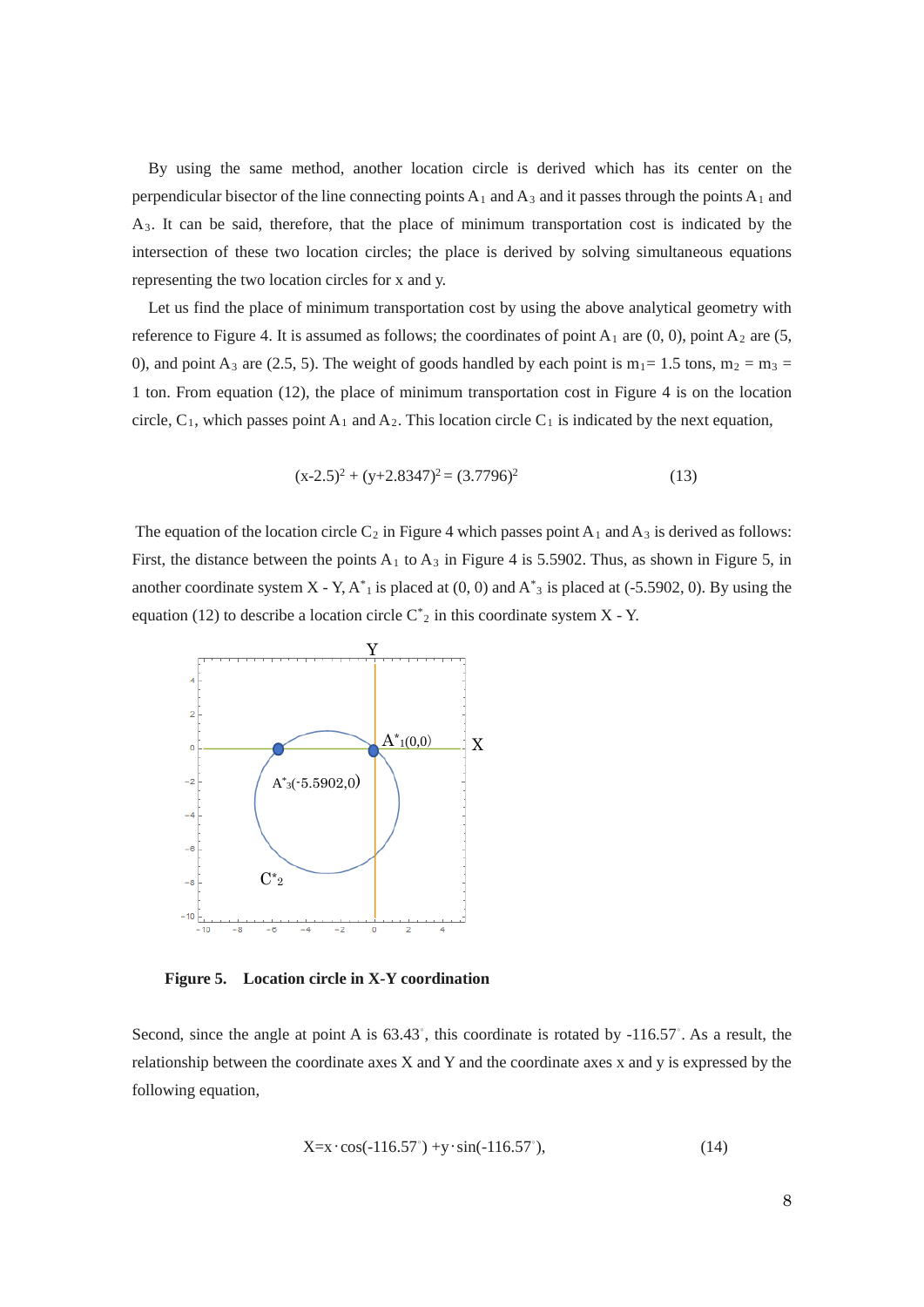By using the same method, another location circle is derived which has its center on the perpendicular bisector of the line connecting points $A_1$ and $A_3$ and it passes through the points $A_1$ and $A_3$. It can be said, therefore, that the place of minimum transportation cost is indicated by the intersection of these two location circles; the place is derived by solving simultaneous equations representing the two location circles for x and y.

Let us find the place of minimum transportation cost by using the above analytical geometry with reference to Figure 4. It is assumed as follows; the coordinates of point $A_1$ are (0, 0), point $A_2$ are (5, 0), and point $A_3$ are (2.5, 5). The weight of goods handled by each point is $m_1$= 1.5 tons, $m_2$ = $m_3$ = 1 ton. From equation (12), the place of minimum transportation cost in Figure 4 is on the location circle, $C_1$, which passes point $A_1$ and $A_2$. This location circle $C_1$ is indicated by the next equation,

$$(x-2.5)^2 + (y+2.8347)^2 = (3.7796)^2 \qquad (13)$$

The equation of the location circle $C_2$ in Figure 4 which passes point $A_1$ and $A_3$ is derived as follows: First, the distance between the points $A_1$ to $A_3$ in Figure 4 is 5.5902. Thus, as shown in Figure 5, in another coordinate system X - Y, $A^*_1$ is placed at (0, 0) and $A^*_3$ is placed at (-5.5902, 0). By using the equation (12) to describe a location circle $C^*_2$ in this coordinate system X - Y.

**Figure 5. Location circle in X-Y coordination**

Second, since the angle at point A is 63.43°, this coordinate is rotated by -116.57°. As a result, the relationship between the coordinate axes X and Y and the coordinate axes x and y is expressed by the following equation,

$$X=x\cdot\cos(-116.57^\circ)+y\cdot\sin(-116.57^\circ), \qquad (14)$$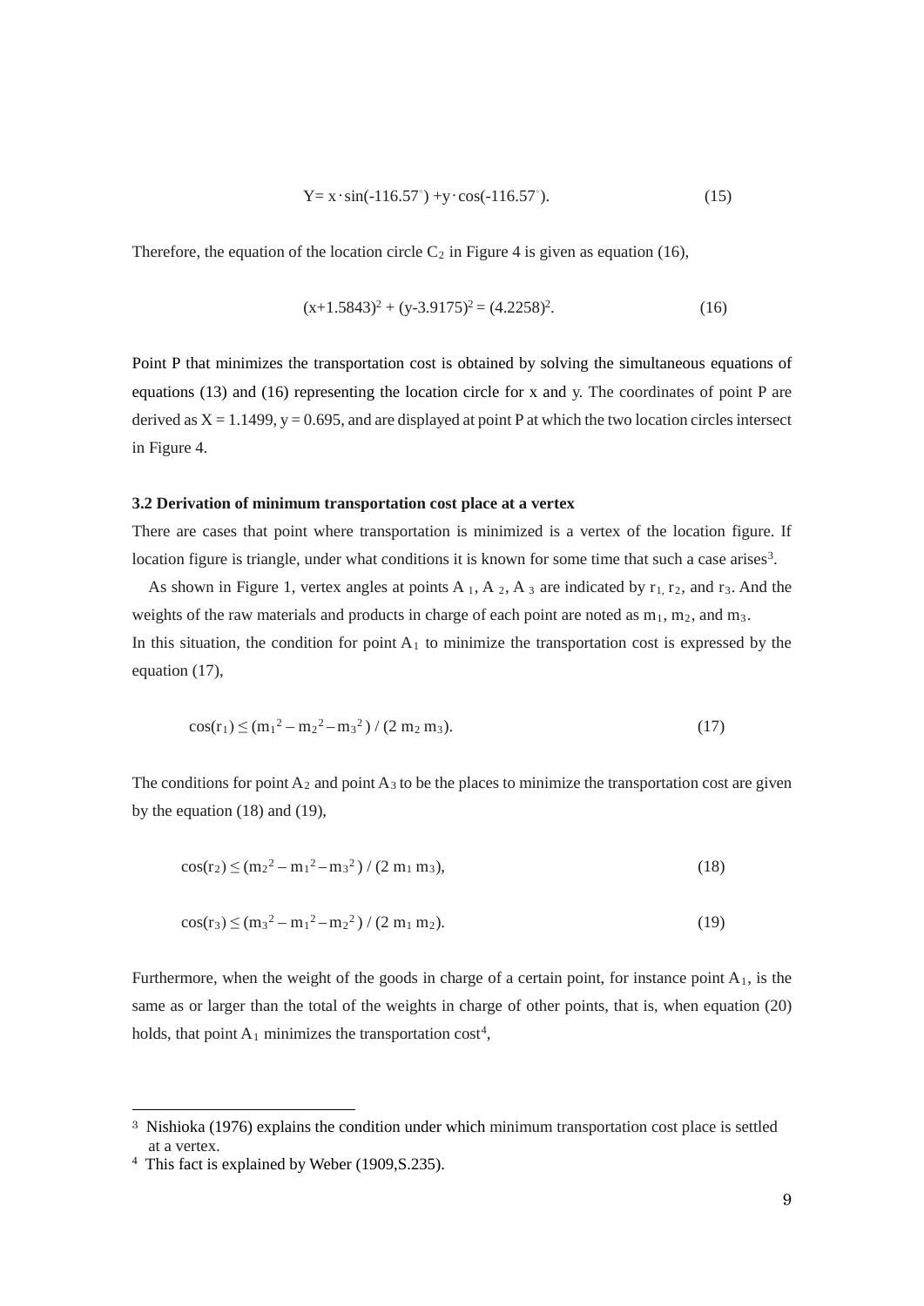$$Y = x \cdot \sin(-116.57^{\circ}) + y \cdot \cos(-116.57^{\circ}). \tag{15}$$

Therefore, the equation of the location circle $C_2$ in Figure 4 is given as equation (16),

$$(x+1.5843)^2 + (y-3.9175)^2 = (4.2258)^2. \tag{16}$$

Point P that minimizes the transportation cost is obtained by solving the simultaneous equations of equations (13) and (16) representing the location circle for x and y. The coordinates of point P are derived as $X = 1.1499$, $y = 0.695$, and are displayed at point P at which the two location circles intersect in Figure 4.

### 3.2 Derivation of minimum transportation cost place at a vertex

There are cases that point where transportation is minimized is a vertex of the location figure. If location figure is triangle, under what conditions it is known for some time that such a case arises[3].

As shown in Figure 1, vertex angles at points $A_1$, $A_2$, $A_3$ are indicated by $r_1$, $r_2$, and $r_3$. And the weights of the raw materials and products in charge of each point are noted as $m_1$, $m_2$, and $m_3$.
In this situation, the condition for point $A_1$ to minimize the transportation cost is expressed by the equation (17),

$$\cos(r_1) \leq (m_1^2 - m_2^2 - m_3^2) / (2\, m_2\, m_3). \tag{17}$$

The conditions for point $A_2$ and point $A_3$ to be the places to minimize the transportation cost are given by the equation (18) and (19),

$$\cos(r_2) \leq (m_2^2 - m_1^2 - m_3^2) / (2\, m_1\, m_3), \tag{18}$$

$$\cos(r_3) \leq (m_3^2 - m_1^2 - m_2^2) / (2\, m_1\, m_2). \tag{19}$$

Furthermore, when the weight of the goods in charge of a certain point, for instance point $A_1$, is the same as or larger than the total of the weights in charge of other points, that is, when equation (20) holds, that point $A_1$ minimizes the transportation cost[4],

---

[3] Nishioka (1976) explains the condition under which minimum transportation cost place is settled at a vertex.

[4] This fact is explained by Weber (1909,S.235).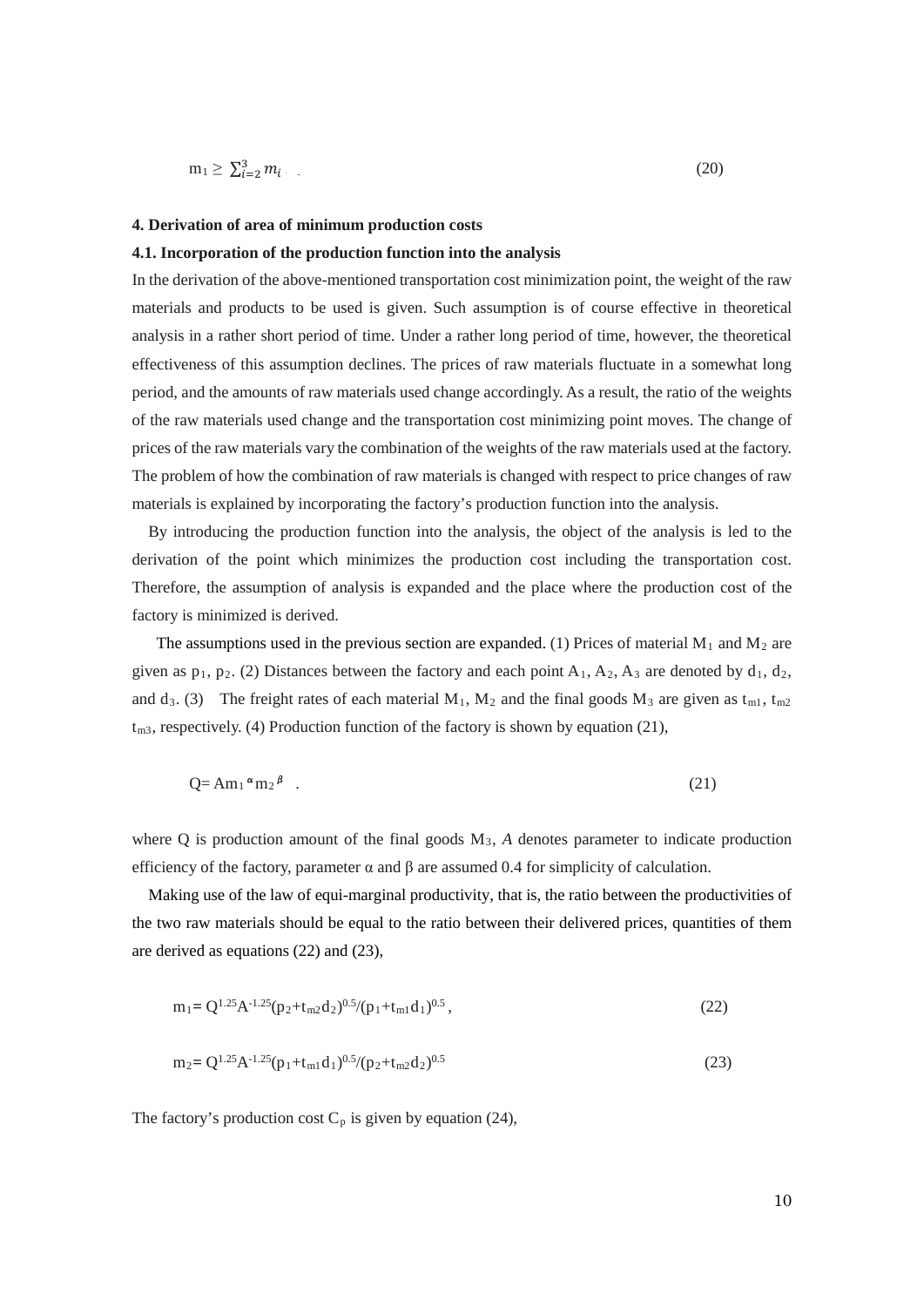$$m_1 \geq \sum_{i=2}^{3} m_i \quad . \tag{20}$$

**4. Derivation of area of minimum production costs**

**4.1. Incorporation of the production function into the analysis**

In the derivation of the above-mentioned transportation cost minimization point, the weight of the raw materials and products to be used is given. Such assumption is of course effective in theoretical analysis in a rather short period of time. Under a rather long period of time, however, the theoretical effectiveness of this assumption declines. The prices of raw materials fluctuate in a somewhat long period, and the amounts of raw materials used change accordingly. As a result, the ratio of the weights of the raw materials used change and the transportation cost minimizing point moves. The change of prices of the raw materials vary the combination of the weights of the raw materials used at the factory. The problem of how the combination of raw materials is changed with respect to price changes of raw materials is explained by incorporating the factory's production function into the analysis.

By introducing the production function into the analysis, the object of the analysis is led to the derivation of the point which minimizes the production cost including the transportation cost. Therefore, the assumption of analysis is expanded and the place where the production cost of the factory is minimized is derived.

The assumptions used in the previous section are expanded. (1) Prices of material $M_1$ and $M_2$ are given as $p_1$, $p_2$. (2) Distances between the factory and each point $A_1$, $A_2$, $A_3$ are denoted by $d_1$, $d_2$, and $d_3$. (3) The freight rates of each material $M_1$, $M_2$ and the final goods $M_3$ are given as $t_{m1}$, $t_{m2}$ $t_{m3}$, respectively. (4) Production function of the factory is shown by equation (21),

$$Q = Am_1^{\alpha} m_2^{\beta} \quad . \tag{21}$$

where Q is production amount of the final goods $M_3$, *A* denotes parameter to indicate production efficiency of the factory, parameter α and β are assumed 0.4 for simplicity of calculation.

Making use of the law of equi-marginal productivity, that is, the ratio between the productivities of the two raw materials should be equal to the ratio between their delivered prices, quantities of them are derived as equations (22) and (23),

$$m_1 = Q^{1.25}A^{-1.25}(p_2+t_{m2}d_2)^{0.5}/(p_1+t_{m1}d_1)^{0.5} \, , \tag{22}$$

$$m_2 = Q^{1.25}A^{-1.25}(p_1+t_{m1}d_1)^{0.5}/(p_2+t_{m2}d_2)^{0.5} \tag{23}$$

The factory's production cost $C_p$ is given by equation (24),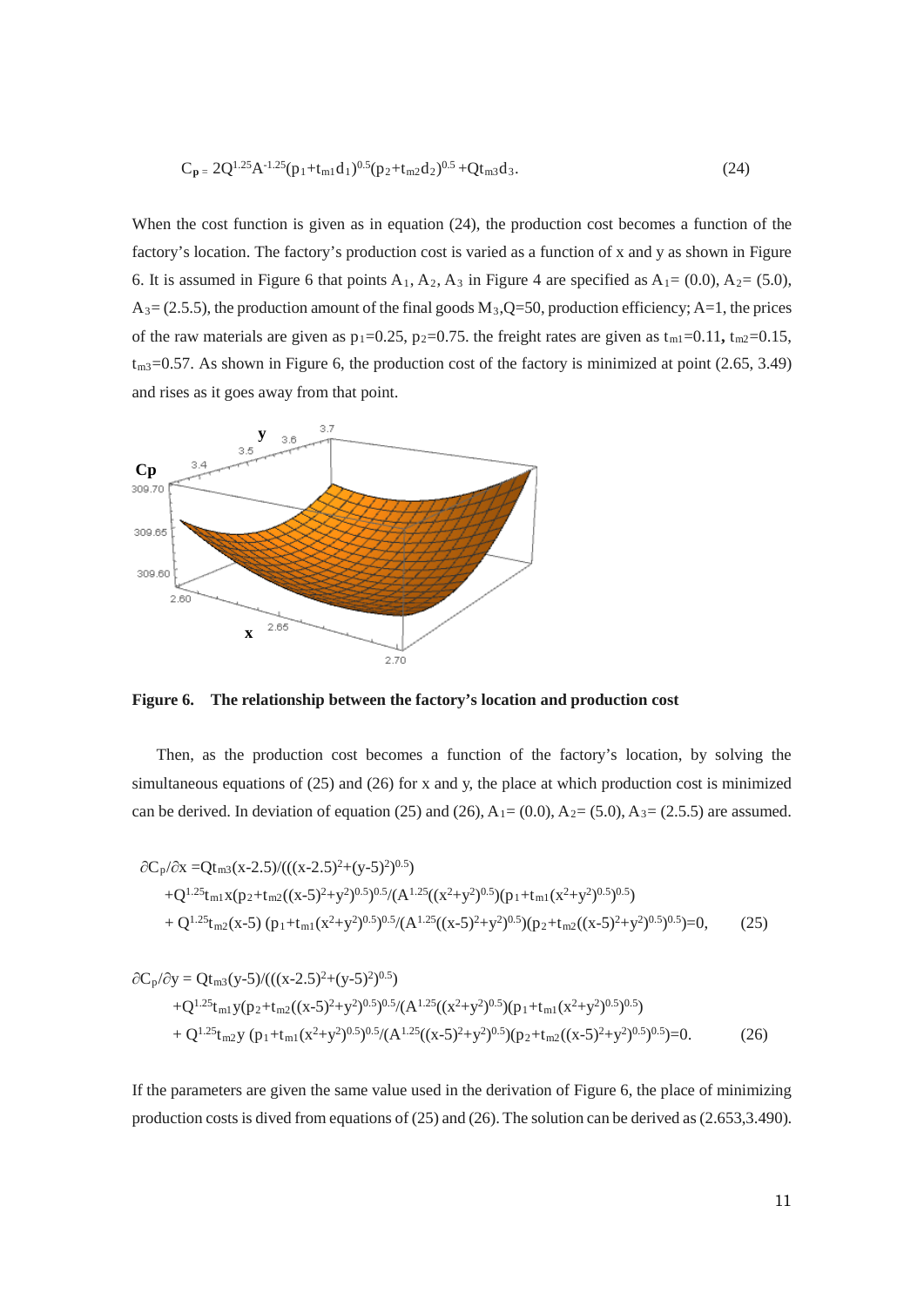$$C_p = 2Q^{1.25}A^{-1.25}(p_1+t_{m1}d_1)^{0.5}(p_2+t_{m2}d_2)^{0.5}+Qt_{m3}d_3. \tag{24}$$

When the cost function is given as in equation (24), the production cost becomes a function of the factory's location. The factory's production cost is varied as a function of x and y as shown in Figure 6. It is assumed in Figure 6 that points $A_1$, $A_2$, $A_3$ in Figure 4 are specified as $A_1$= (0.0), $A_2$= (5.0), $A_3$= (2.5.5), the production amount of the final goods $M_3$,Q=50, production efficiency; A=1, the prices of the raw materials are given as $p_1$=0.25, $p_2$=0.75. the freight rates are given as $t_{m1}$=0.11**,** $t_{m2}$=0.15, $t_{m3}$=0.57. As shown in Figure 6, the production cost of the factory is minimized at point (2.65, 3.49) and rises as it goes away from that point.

**Figure 6. The relationship between the factory's location and production cost**

Then, as the production cost becomes a function of the factory's location, by solving the simultaneous equations of (25) and (26) for x and y, the place at which production cost is minimized can be derived. In deviation of equation (25) and (26), $A_1$= (0.0), $A_2$= (5.0), $A_3$= (2.5.5) are assumed.

$$\begin{aligned}\partial C_p/\partial x =& Qt_{m3}(x-2.5)/(((x-2.5)^2+(y-5)^2)^{0.5})\\ &+Q^{1.25}t_{m1}x(p_2+t_{m2}((x-5)^2+y^2)^{0.5})^{0.5}/(A^{1.25}((x^2+y^2)^{0.5})(p_1+t_{m1}(x^2+y^2)^{0.5})^{0.5})\\ &+ Q^{1.25}t_{m2}(x-5)\,(p_1+t_{m1}(x^2+y^2)^{0.5})^{0.5}/(A^{1.25}((x-5)^2+y^2)^{0.5})(p_2+t_{m2}((x-5)^2+y^2)^{0.5})^{0.5})=0,\end{aligned} \tag{25}$$

$$\begin{aligned}\partial C_p/\partial y =& Qt_{m3}(y-5)/(((x-2.5)^2+(y-5)^2)^{0.5})\\ &+Q^{1.25}t_{m1}y(p_2+t_{m2}((x-5)^2+y^2)^{0.5})^{0.5}/(A^{1.25}((x^2+y^2)^{0.5})(p_1+t_{m1}(x^2+y^2)^{0.5})^{0.5})\\ &+ Q^{1.25}t_{m2}y\,(p_1+t_{m1}(x^2+y^2)^{0.5})^{0.5}/(A^{1.25}((x-5)^2+y^2)^{0.5})(p_2+t_{m2}((x-5)^2+y^2)^{0.5})^{0.5})=0.\end{aligned} \tag{26}$$

If the parameters are given the same value used in the derivation of Figure 6, the place of minimizing production costs is dived from equations of (25) and (26). The solution can be derived as (2.653,3.490).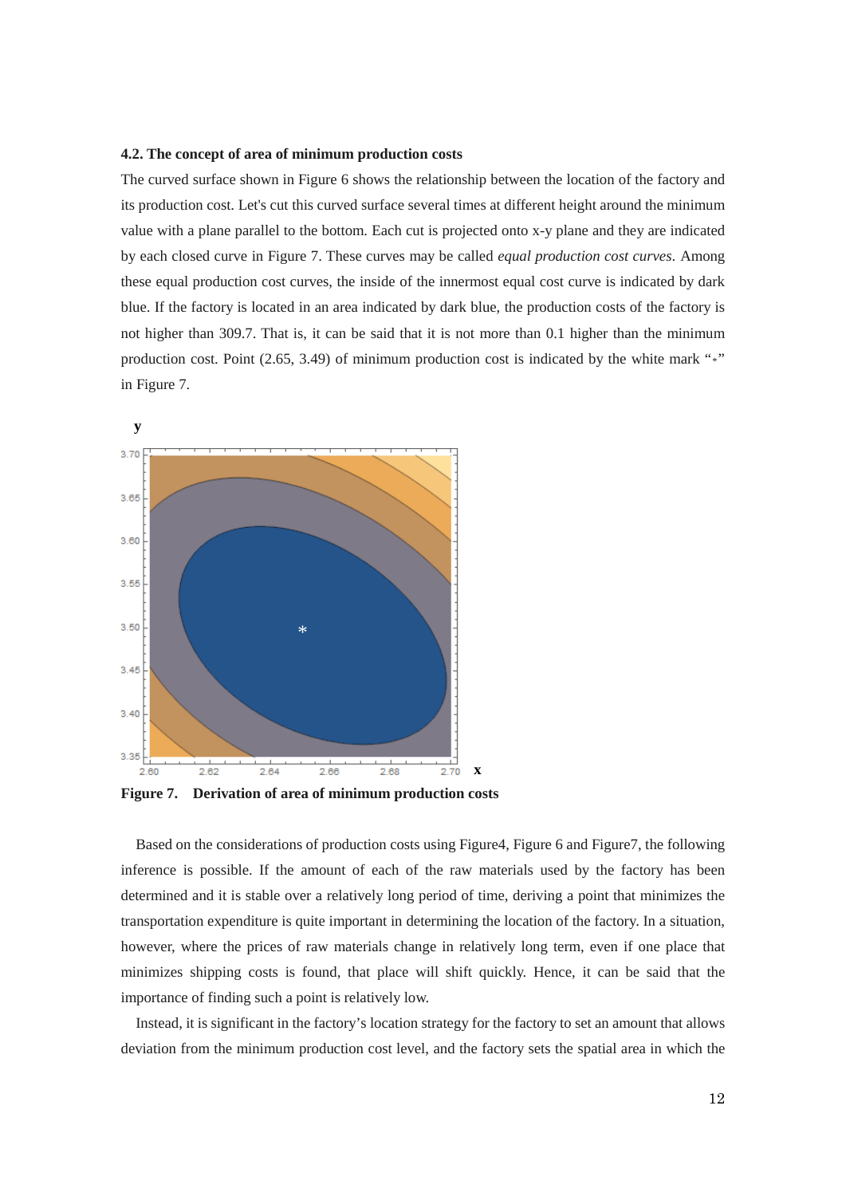### 4.2. The concept of area of minimum production costs

The curved surface shown in Figure 6 shows the relationship between the location of the factory and its production cost. Let's cut this curved surface several times at different height around the minimum value with a plane parallel to the bottom. Each cut is projected onto x-y plane and they are indicated by each closed curve in Figure 7. These curves may be called *equal production cost curves*. Among these equal production cost curves, the inside of the innermost equal cost curve is indicated by dark blue. If the factory is located in an area indicated by dark blue, the production costs of the factory is not higher than 309.7. That is, it can be said that it is not more than 0.1 higher than the minimum production cost. Point (2.65, 3.49) of minimum production cost is indicated by the white mark "*" in Figure 7.

**Figure 7. Derivation of area of minimum production costs**

Based on the considerations of production costs using Figure4, Figure 6 and Figure7, the following inference is possible. If the amount of each of the raw materials used by the factory has been determined and it is stable over a relatively long period of time, deriving a point that minimizes the transportation expenditure is quite important in determining the location of the factory. In a situation, however, where the prices of raw materials change in relatively long term, even if one place that minimizes shipping costs is found, that place will shift quickly. Hence, it can be said that the importance of finding such a point is relatively low.

Instead, it is significant in the factory's location strategy for the factory to set an amount that allows deviation from the minimum production cost level, and the factory sets the spatial area in which the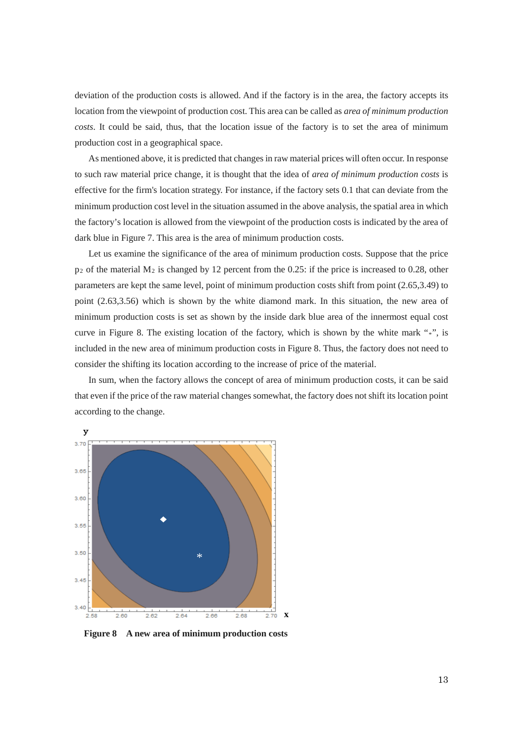deviation of the production costs is allowed. And if the factory is in the area, the factory accepts its location from the viewpoint of production cost. This area can be called as *area of minimum production costs*. It could be said, thus, that the location issue of the factory is to set the area of minimum production cost in a geographical space.

As mentioned above, it is predicted that changes in raw material prices will often occur. In response to such raw material price change, it is thought that the idea of *area of minimum production costs* is effective for the firm's location strategy. For instance, if the factory sets 0.1 that can deviate from the minimum production cost level in the situation assumed in the above analysis, the spatial area in which the factory's location is allowed from the viewpoint of the production costs is indicated by the area of dark blue in Figure 7. This area is the area of minimum production costs.

Let us examine the significance of the area of minimum production costs. Suppose that the price $p_2$ of the material $M_2$ is changed by 12 percent from the 0.25: if the price is increased to 0.28, other parameters are kept the same level, point of minimum production costs shift from point (2.65,3.49) to point (2.63,3.56) which is shown by the white diamond mark. In this situation, the new area of minimum production costs is set as shown by the inside dark blue area of the innermost equal cost curve in Figure 8. The existing location of the factory, which is shown by the white mark "*", is included in the new area of minimum production costs in Figure 8. Thus, the factory does not need to consider the shifting its location according to the increase of price of the material.

In sum, when the factory allows the concept of area of minimum production costs, it can be said that even if the price of the raw material changes somewhat, the factory does not shift its location point according to the change.

**Figure 8 A new area of minimum production costs**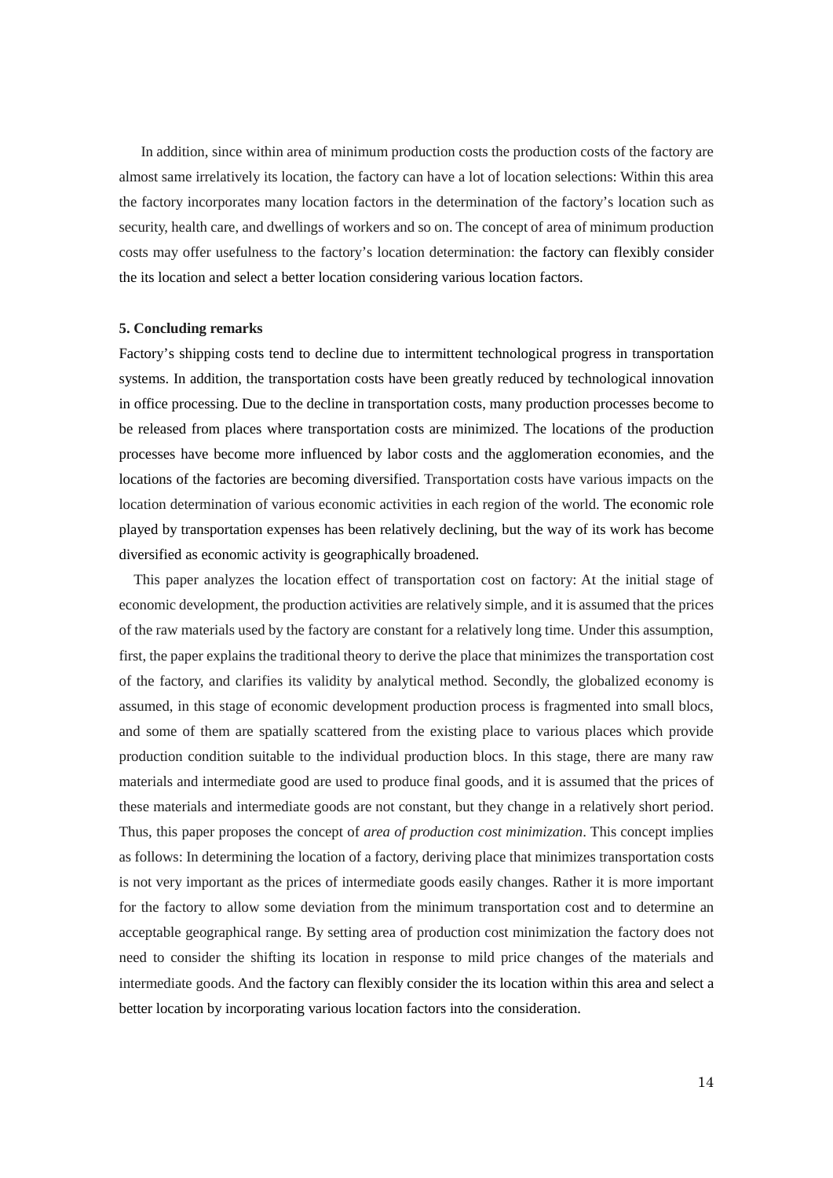In addition, since within area of minimum production costs the production costs of the factory are almost same irrelatively its location, the factory can have a lot of location selections: Within this area the factory incorporates many location factors in the determination of the factory's location such as security, health care, and dwellings of workers and so on. The concept of area of minimum production costs may offer usefulness to the factory's location determination: the factory can flexibly consider the its location and select a better location considering various location factors.

## 5. Concluding remarks

Factory's shipping costs tend to decline due to intermittent technological progress in transportation systems. In addition, the transportation costs have been greatly reduced by technological innovation in office processing. Due to the decline in transportation costs, many production processes become to be released from places where transportation costs are minimized. The locations of the production processes have become more influenced by labor costs and the agglomeration economies, and the locations of the factories are becoming diversified. Transportation costs have various impacts on the location determination of various economic activities in each region of the world. The economic role played by transportation expenses has been relatively declining, but the way of its work has become diversified as economic activity is geographically broadened.

This paper analyzes the location effect of transportation cost on factory: At the initial stage of economic development, the production activities are relatively simple, and it is assumed that the prices of the raw materials used by the factory are constant for a relatively long time. Under this assumption, first, the paper explains the traditional theory to derive the place that minimizes the transportation cost of the factory, and clarifies its validity by analytical method. Secondly, the globalized economy is assumed, in this stage of economic development production process is fragmented into small blocs, and some of them are spatially scattered from the existing place to various places which provide production condition suitable to the individual production blocs. In this stage, there are many raw materials and intermediate good are used to produce final goods, and it is assumed that the prices of these materials and intermediate goods are not constant, but they change in a relatively short period. Thus, this paper proposes the concept of *area of production cost minimization*. This concept implies as follows: In determining the location of a factory, deriving place that minimizes transportation costs is not very important as the prices of intermediate goods easily changes. Rather it is more important for the factory to allow some deviation from the minimum transportation cost and to determine an acceptable geographical range. By setting area of production cost minimization the factory does not need to consider the shifting its location in response to mild price changes of the materials and intermediate goods. And the factory can flexibly consider the its location within this area and select a better location by incorporating various location factors into the consideration.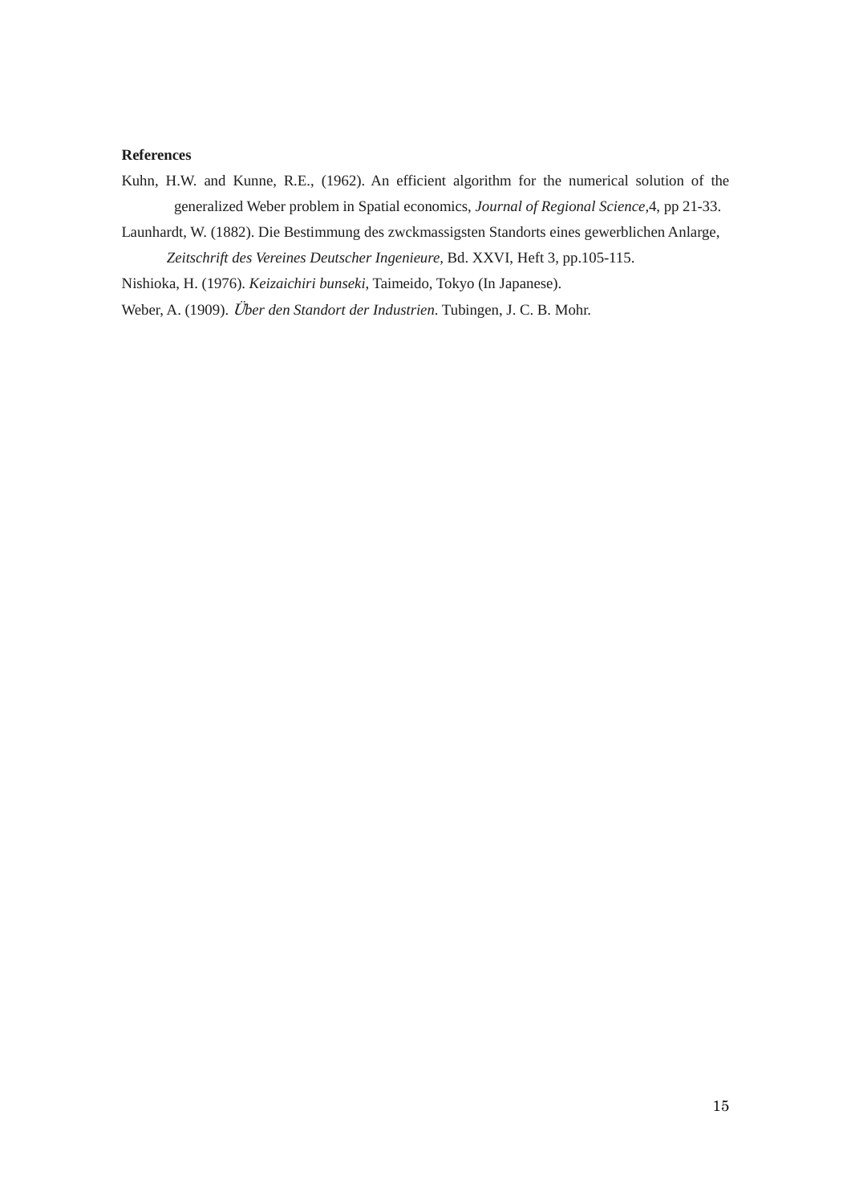**References**

Kuhn, H.W. and Kunne, R.E., (1962). An efficient algorithm for the numerical solution of the generalized Weber problem in Spatial economics, *Journal of Regional Science*,4, pp 21-33.

Launhardt, W. (1882). Die Bestimmung des zwckmassigsten Standorts eines gewerblichen Anlarge, *Zeitschrift des Vereines Deutscher Ingenieure*, Bd. XXVI, Heft 3, pp.105-115.

Nishioka, H. (1976). *Keizaichiri bunseki*, Taimeido, Tokyo (In Japanese).

Weber, A. (1909). *Über den Standort der Industrien*. Tubingen, J. C. B. Mohr.